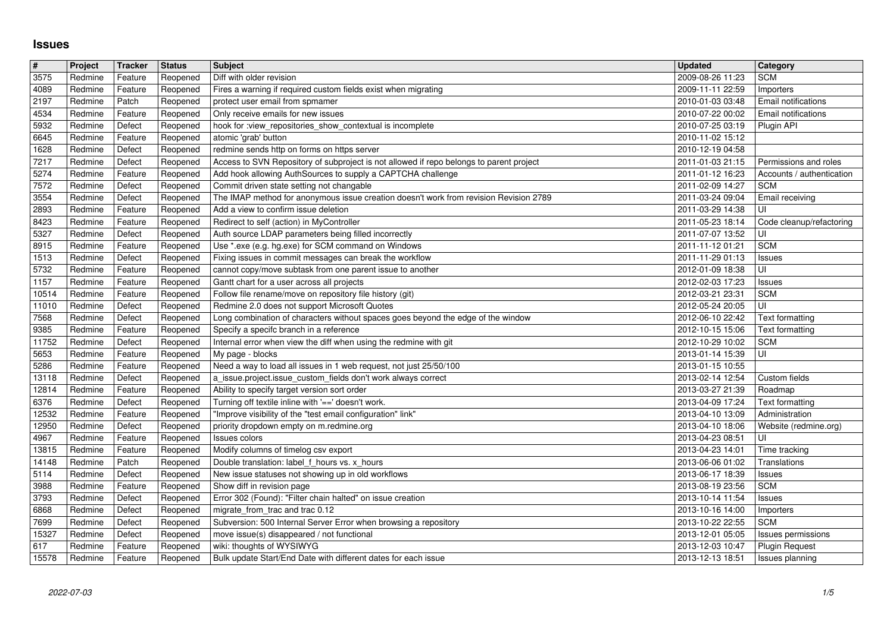# Issues

| # | Project | Tracker | Status | Subject | Updated | Category |
|---|---|---|---|---|---|---|
| 3575 | Redmine | Feature | Reopened | Diff with older revision | 2009-08-26 11:23 | SCM |
| 4089 | Redmine | Feature | Reopened | Fires a warning if required custom fields exist when migrating | 2009-11-11 22:59 | Importers |
| 2197 | Redmine | Patch | Reopened | protect user email from spmamer | 2010-01-03 03:48 | Email notifications |
| 4534 | Redmine | Feature | Reopened | Only receive emails for new issues | 2010-07-22 00:02 | Email notifications |
| 5932 | Redmine | Defect | Reopened | hook for :view_repositories_show_contextual is incomplete | 2010-07-25 03:19 | Plugin API |
| 6645 | Redmine | Feature | Reopened | atomic 'grab' button | 2010-11-02 15:12 | |
| 1628 | Redmine | Defect | Reopened | redmine sends http on forms on https server | 2010-12-19 04:58 | |
| 7217 | Redmine | Defect | Reopened | Access to SVN Repository of subproject is not allowed if repo belongs to parent project | 2011-01-03 21:15 | Permissions and roles |
| 5274 | Redmine | Feature | Reopened | Add hook allowing AuthSources to supply a CAPTCHA challenge | 2011-01-12 16:23 | Accounts / authentication |
| 7572 | Redmine | Defect | Reopened | Commit driven state setting not changable | 2011-02-09 14:27 | SCM |
| 3554 | Redmine | Defect | Reopened | The IMAP method for anonymous issue creation doesn't work from revision Revision 2789 | 2011-03-24 09:04 | Email receiving |
| 2893 | Redmine | Feature | Reopened | Add a view to confirm issue deletion | 2011-03-29 14:38 | UI |
| 8423 | Redmine | Feature | Reopened | Redirect to self (action) in MyController | 2011-05-23 18:14 | Code cleanup/refactoring |
| 5327 | Redmine | Defect | Reopened | Auth source LDAP parameters being filled incorrectly | 2011-07-07 13:52 | UI |
| 8915 | Redmine | Feature | Reopened | Use *.exe (e.g. hg.exe) for SCM command on Windows | 2011-11-12 01:21 | SCM |
| 1513 | Redmine | Defect | Reopened | Fixing issues in commit messages can break the workflow | 2011-11-29 01:13 | Issues |
| 5732 | Redmine | Feature | Reopened | cannot copy/move subtask from one parent issue to another | 2012-01-09 18:38 | UI |
| 1157 | Redmine | Feature | Reopened | Gantt chart for a user across all projects | 2012-02-03 17:23 | Issues |
| 10514 | Redmine | Feature | Reopened | Follow file rename/move on repository file history (git) | 2012-03-21 23:31 | SCM |
| 11010 | Redmine | Defect | Reopened | Redmine 2.0 does not support Microsoft Quotes | 2012-05-24 20:05 | UI |
| 7568 | Redmine | Defect | Reopened | Long combination of characters without spaces goes beyond the edge of the window | 2012-06-10 22:42 | Text formatting |
| 9385 | Redmine | Feature | Reopened | Specify a specifc branch in a reference | 2012-10-15 15:06 | Text formatting |
| 11752 | Redmine | Defect | Reopened | Internal error when view the diff when using the redmine with git | 2012-10-29 10:02 | SCM |
| 5653 | Redmine | Feature | Reopened | My page - blocks | 2013-01-14 15:39 | UI |
| 5286 | Redmine | Feature | Reopened | Need a way to load all issues in 1 web request, not just 25/50/100 | 2013-01-15 10:55 | |
| 13118 | Redmine | Defect | Reopened | a_issue.project.issue_custom_fields don't work always correct | 2013-02-14 12:54 | Custom fields |
| 12814 | Redmine | Feature | Reopened | Ability to specify target version sort order | 2013-03-27 21:39 | Roadmap |
| 6376 | Redmine | Defect | Reopened | Turning off textile inline with '==' doesn't work. | 2013-04-09 17:24 | Text formatting |
| 12532 | Redmine | Feature | Reopened | "Improve visibility of the "test email configuration" link" | 2013-04-10 13:09 | Administration |
| 12950 | Redmine | Defect | Reopened | priority dropdown empty on m.redmine.org | 2013-04-10 18:06 | Website (redmine.org) |
| 4967 | Redmine | Feature | Reopened | Issues colors | 2013-04-23 08:51 | UI |
| 13815 | Redmine | Feature | Reopened | Modify columns of timelog csv export | 2013-04-23 14:01 | Time tracking |
| 14148 | Redmine | Patch | Reopened | Double translation: label_f_hours vs. x_hours | 2013-06-06 01:02 | Translations |
| 5114 | Redmine | Defect | Reopened | New issue statuses not showing up in old workflows | 2013-06-17 18:39 | Issues |
| 3988 | Redmine | Feature | Reopened | Show diff in revision page | 2013-08-19 23:56 | SCM |
| 3793 | Redmine | Defect | Reopened | Error 302 (Found): "Filter chain halted" on issue creation | 2013-10-14 11:54 | Issues |
| 6868 | Redmine | Defect | Reopened | migrate_from_trac and trac 0.12 | 2013-10-16 14:00 | Importers |
| 7699 | Redmine | Defect | Reopened | Subversion: 500 Internal Server Error when browsing a repository | 2013-10-22 22:55 | SCM |
| 15327 | Redmine | Defect | Reopened | move issue(s) disappeared / not functional | 2013-12-01 05:05 | Issues permissions |
| 617 | Redmine | Feature | Reopened | wiki: thoughts of WYSIWYG | 2013-12-03 10:47 | Plugin Request |
| 15578 | Redmine | Feature | Reopened | Bulk update Start/End Date with different dates for each issue | 2013-12-13 18:51 | Issues planning |

2022-07-03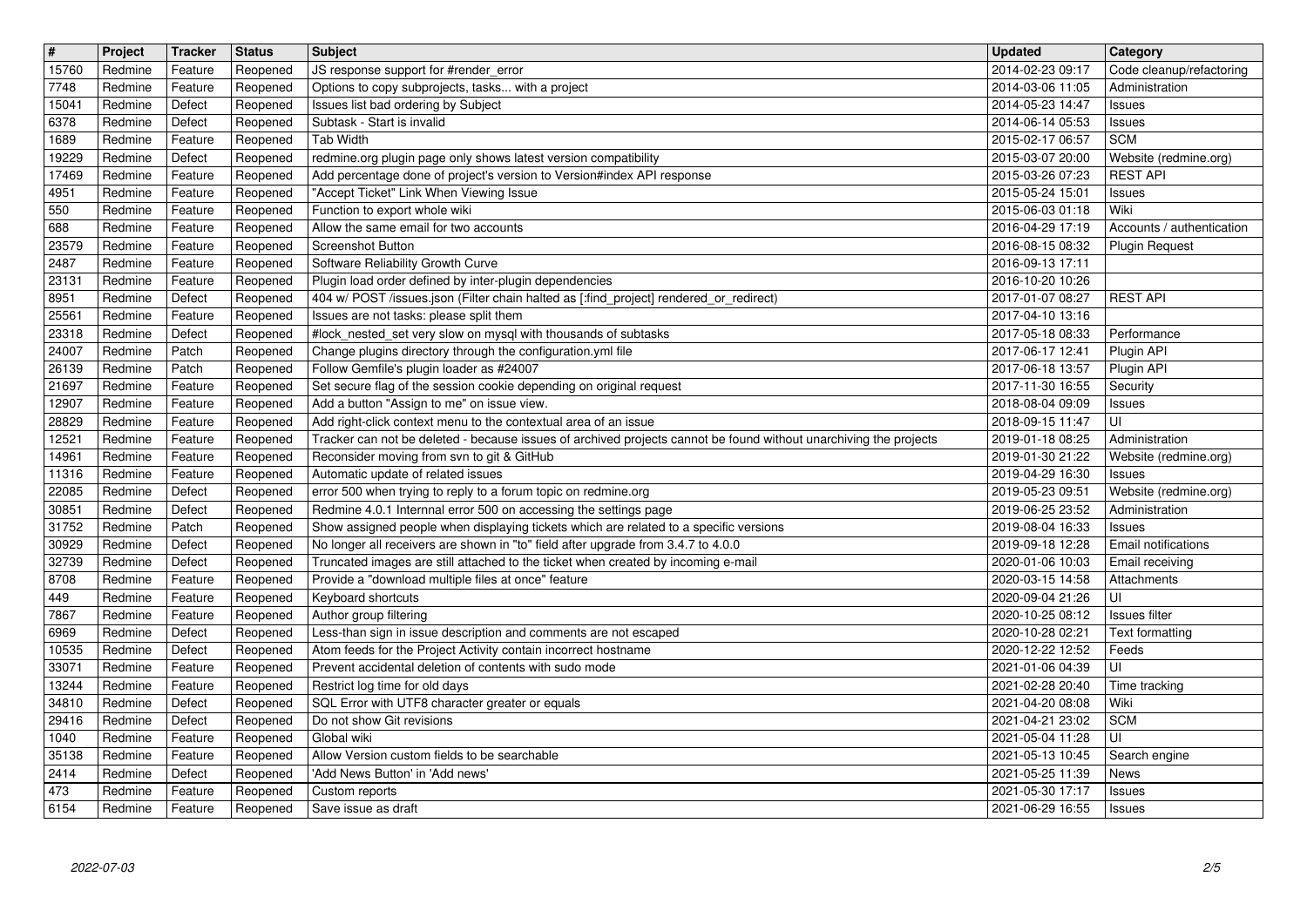| # | Project | Tracker | Status | Subject | Updated | Category |
| --- | --- | --- | --- | --- | --- | --- |
| 15760 | Redmine | Feature | Reopened | JS response support for #render_error | 2014-02-23 09:17 | Code cleanup/refactoring |
| 7748 | Redmine | Feature | Reopened | Options to copy subprojects, tasks... with a project | 2014-03-06 11:05 | Administration |
| 15041 | Redmine | Defect | Reopened | Issues list bad ordering by Subject | 2014-05-23 14:47 | Issues |
| 6378 | Redmine | Defect | Reopened | Subtask - Start is invalid | 2014-06-14 05:53 | Issues |
| 1689 | Redmine | Feature | Reopened | Tab Width | 2015-02-17 06:57 | SCM |
| 19229 | Redmine | Defect | Reopened | redmine.org plugin page only shows latest version compatibility | 2015-03-07 20:00 | Website (redmine.org) |
| 17469 | Redmine | Feature | Reopened | Add percentage done of project's version to Version#index API response | 2015-03-26 07:23 | REST API |
| 4951 | Redmine | Feature | Reopened | "Accept Ticket" Link When Viewing Issue | 2015-05-24 15:01 | Issues |
| 550 | Redmine | Feature | Reopened | Function to export whole wiki | 2015-06-03 01:18 | Wiki |
| 688 | Redmine | Feature | Reopened | Allow the same email for two accounts | 2016-04-29 17:19 | Accounts / authentication |
| 23579 | Redmine | Feature | Reopened | Screenshot Button | 2016-08-15 08:32 | Plugin Request |
| 2487 | Redmine | Feature | Reopened | Software Reliability Growth Curve | 2016-09-13 17:11 | |
| 23131 | Redmine | Feature | Reopened | Plugin load order defined by inter-plugin dependencies | 2016-10-20 10:26 | |
| 8951 | Redmine | Defect | Reopened | 404 w/ POST /issues.json (Filter chain halted as [:find_project] rendered_or_redirect) | 2017-01-07 08:27 | REST API |
| 25561 | Redmine | Feature | Reopened | Issues are not tasks: please split them | 2017-04-10 13:16 | |
| 23318 | Redmine | Defect | Reopened | #lock_nested_set very slow on mysql with thousands of subtasks | 2017-05-18 08:33 | Performance |
| 24007 | Redmine | Patch | Reopened | Change plugins directory through the configuration.yml file | 2017-06-17 12:41 | Plugin API |
| 26139 | Redmine | Patch | Reopened | Follow Gemfile's plugin loader as #24007 | 2017-06-18 13:57 | Plugin API |
| 21697 | Redmine | Feature | Reopened | Set secure flag of the session cookie depending on original request | 2017-11-30 16:55 | Security |
| 12907 | Redmine | Feature | Reopened | Add a button "Assign to me" on issue view. | 2018-08-04 09:09 | Issues |
| 28829 | Redmine | Feature | Reopened | Add right-click context menu to the contextual area of an issue | 2018-09-15 11:47 | UI |
| 12521 | Redmine | Feature | Reopened | Tracker can not be deleted - because issues of archived projects cannot be found without unarchiving the projects | 2019-01-18 08:25 | Administration |
| 14961 | Redmine | Feature | Reopened | Reconsider moving from svn to git & GitHub | 2019-01-30 21:22 | Website (redmine.org) |
| 11316 | Redmine | Feature | Reopened | Automatic update of related issues | 2019-04-29 16:30 | Issues |
| 22085 | Redmine | Defect | Reopened | error 500 when trying to reply to a forum topic on redmine.org | 2019-05-23 09:51 | Website (redmine.org) |
| 30851 | Redmine | Defect | Reopened | Redmine 4.0.1 Internnal error 500 on accessing the settings page | 2019-06-25 23:52 | Administration |
| 31752 | Redmine | Patch | Reopened | Show assigned people when displaying tickets which are related to a specific versions | 2019-08-04 16:33 | Issues |
| 30929 | Redmine | Defect | Reopened | No longer all receivers are shown in "to" field after upgrade from 3.4.7 to 4.0.0 | 2019-09-18 12:28 | Email notifications |
| 32739 | Redmine | Defect | Reopened | Truncated images are still attached to the ticket when created by incoming e-mail | 2020-01-06 10:03 | Email receiving |
| 8708 | Redmine | Feature | Reopened | Provide a "download multiple files at once" feature | 2020-03-15 14:58 | Attachments |
| 449 | Redmine | Feature | Reopened | Keyboard shortcuts | 2020-09-04 21:26 | UI |
| 7867 | Redmine | Feature | Reopened | Author group filtering | 2020-10-25 08:12 | Issues filter |
| 6969 | Redmine | Defect | Reopened | Less-than sign in issue description and comments are not escaped | 2020-10-28 02:21 | Text formatting |
| 10535 | Redmine | Defect | Reopened | Atom feeds for the Project Activity contain incorrect hostname | 2020-12-22 12:52 | Feeds |
| 33071 | Redmine | Feature | Reopened | Prevent accidental deletion of contents with sudo mode | 2021-01-06 04:39 | UI |
| 13244 | Redmine | Feature | Reopened | Restrict log time for old days | 2021-02-28 20:40 | Time tracking |
| 34810 | Redmine | Defect | Reopened | SQL Error with UTF8 character greater or equals | 2021-04-20 08:08 | Wiki |
| 29416 | Redmine | Defect | Reopened | Do not show Git revisions | 2021-04-21 23:02 | SCM |
| 1040 | Redmine | Feature | Reopened | Global wiki | 2021-05-04 11:28 | UI |
| 35138 | Redmine | Feature | Reopened | Allow Version custom fields to be searchable | 2021-05-13 10:45 | Search engine |
| 2414 | Redmine | Defect | Reopened | 'Add News Button' in 'Add news' | 2021-05-25 11:39 | News |
| 473 | Redmine | Feature | Reopened | Custom reports | 2021-05-30 17:17 | Issues |
| 6154 | Redmine | Feature | Reopened | Save issue as draft | 2021-06-29 16:55 | Issues |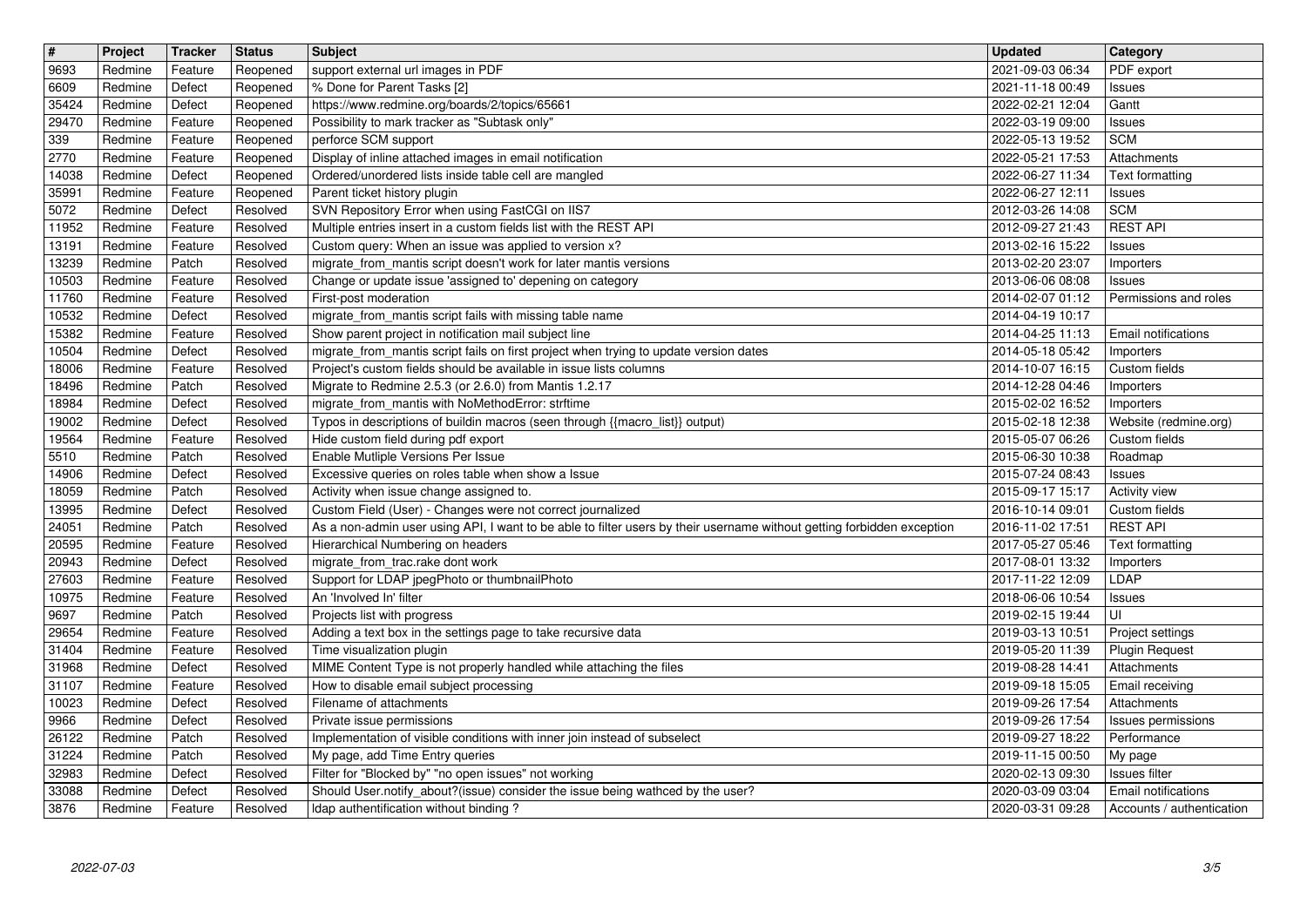| # | Project | Tracker | Status | Subject | Updated | Category |
| --- | --- | --- | --- | --- | --- | --- |
| 9693 | Redmine | Feature | Reopened | support external url images in PDF | 2021-09-03 06:34 | PDF export |
| 6609 | Redmine | Defect | Reopened | % Done for Parent Tasks [2] | 2021-11-18 00:49 | Issues |
| 35424 | Redmine | Defect | Reopened | https://www.redmine.org/boards/2/topics/65661 | 2022-02-21 12:04 | Gantt |
| 29470 | Redmine | Feature | Reopened | Possibility to mark tracker as "Subtask only" | 2022-03-19 09:00 | Issues |
| 339 | Redmine | Feature | Reopened | perforce SCM support | 2022-05-13 19:52 | SCM |
| 2770 | Redmine | Feature | Reopened | Display of inline attached images in email notification | 2022-05-21 17:53 | Attachments |
| 14038 | Redmine | Defect | Reopened | Ordered/unordered lists inside table cell are mangled | 2022-06-27 11:34 | Text formatting |
| 35991 | Redmine | Feature | Reopened | Parent ticket history plugin | 2022-06-27 12:11 | Issues |
| 5072 | Redmine | Defect | Resolved | SVN Repository Error when using FastCGI on IIS7 | 2012-03-26 14:08 | SCM |
| 11952 | Redmine | Feature | Resolved | Multiple entries insert in a custom fields list with the REST API | 2012-09-27 21:43 | REST API |
| 13191 | Redmine | Feature | Resolved | Custom query: When an issue was applied to version x? | 2013-02-16 15:22 | Issues |
| 13239 | Redmine | Patch | Resolved | migrate_from_mantis script doesn't work for later mantis versions | 2013-02-20 23:07 | Importers |
| 10503 | Redmine | Feature | Resolved | Change or update issue 'assigned to' depening on category | 2013-06-06 08:08 | Issues |
| 11760 | Redmine | Feature | Resolved | First-post moderation | 2014-02-07 01:12 | Permissions and roles |
| 10532 | Redmine | Defect | Resolved | migrate_from_mantis script fails with missing table name | 2014-04-19 10:17 | |
| 15382 | Redmine | Feature | Resolved | Show parent project in notification mail subject line | 2014-04-25 11:13 | Email notifications |
| 10504 | Redmine | Defect | Resolved | migrate_from_mantis script fails on first project when trying to update version dates | 2014-05-18 05:42 | Importers |
| 18006 | Redmine | Feature | Resolved | Project's custom fields should be available in issue lists columns | 2014-10-07 16:15 | Custom fields |
| 18496 | Redmine | Patch | Resolved | Migrate to Redmine 2.5.3 (or 2.6.0) from Mantis 1.2.17 | 2014-12-28 04:46 | Importers |
| 18984 | Redmine | Defect | Resolved | migrate_from_mantis with NoMethodError: strftime | 2015-02-02 16:52 | Importers |
| 19002 | Redmine | Defect | Resolved | Typos in descriptions of buildin macros (seen through {{macro_list}} output) | 2015-02-18 12:38 | Website (redmine.org) |
| 19564 | Redmine | Feature | Resolved | Hide custom field during pdf export | 2015-05-07 06:26 | Custom fields |
| 5510 | Redmine | Patch | Resolved | Enable Mutliple Versions Per Issue | 2015-06-30 10:38 | Roadmap |
| 14906 | Redmine | Defect | Resolved | Excessive queries on roles table when show a Issue | 2015-07-24 08:43 | Issues |
| 18059 | Redmine | Patch | Resolved | Activity when issue change assigned to. | 2015-09-17 15:17 | Activity view |
| 13995 | Redmine | Defect | Resolved | Custom Field (User) - Changes were not correct journalized | 2016-10-14 09:01 | Custom fields |
| 24051 | Redmine | Patch | Resolved | As a non-admin user using API, I want to be able to filter users by their username without getting forbidden exception | 2016-11-02 17:51 | REST API |
| 20595 | Redmine | Feature | Resolved | Hierarchical Numbering on headers | 2017-05-27 05:46 | Text formatting |
| 20943 | Redmine | Defect | Resolved | migrate_from_trac.rake dont work | 2017-08-01 13:32 | Importers |
| 27603 | Redmine | Feature | Resolved | Support for LDAP jpegPhoto or thumbnailPhoto | 2017-11-22 12:09 | LDAP |
| 10975 | Redmine | Feature | Resolved | An 'Involved In' filter | 2018-06-06 10:54 | Issues |
| 9697 | Redmine | Patch | Resolved | Projects list with progress | 2019-02-15 19:44 | UI |
| 29654 | Redmine | Feature | Resolved | Adding a text box in the settings page to take recursive data | 2019-03-13 10:51 | Project settings |
| 31404 | Redmine | Feature | Resolved | Time visualization plugin | 2019-05-20 11:39 | Plugin Request |
| 31968 | Redmine | Defect | Resolved | MIME Content Type is not properly handled while attaching the files | 2019-08-28 14:41 | Attachments |
| 31107 | Redmine | Feature | Resolved | How to disable email subject processing | 2019-09-18 15:05 | Email receiving |
| 10023 | Redmine | Defect | Resolved | Filename of attachments | 2019-09-26 17:54 | Attachments |
| 9966 | Redmine | Defect | Resolved | Private issue permissions | 2019-09-26 17:54 | Issues permissions |
| 26122 | Redmine | Patch | Resolved | Implementation of visible conditions with inner join instead of subselect | 2019-09-27 18:22 | Performance |
| 31224 | Redmine | Patch | Resolved | My page, add Time Entry queries | 2019-11-15 00:50 | My page |
| 32983 | Redmine | Defect | Resolved | Filter for "Blocked by" "no open issues" not working | 2020-02-13 09:30 | Issues filter |
| 33088 | Redmine | Defect | Resolved | Should User.notify_about?(issue) consider the issue being wathced by the user? | 2020-03-09 03:04 | Email notifications |
| 3876 | Redmine | Feature | Resolved | ldap authentification without binding ? | 2020-03-31 09:28 | Accounts / authentication |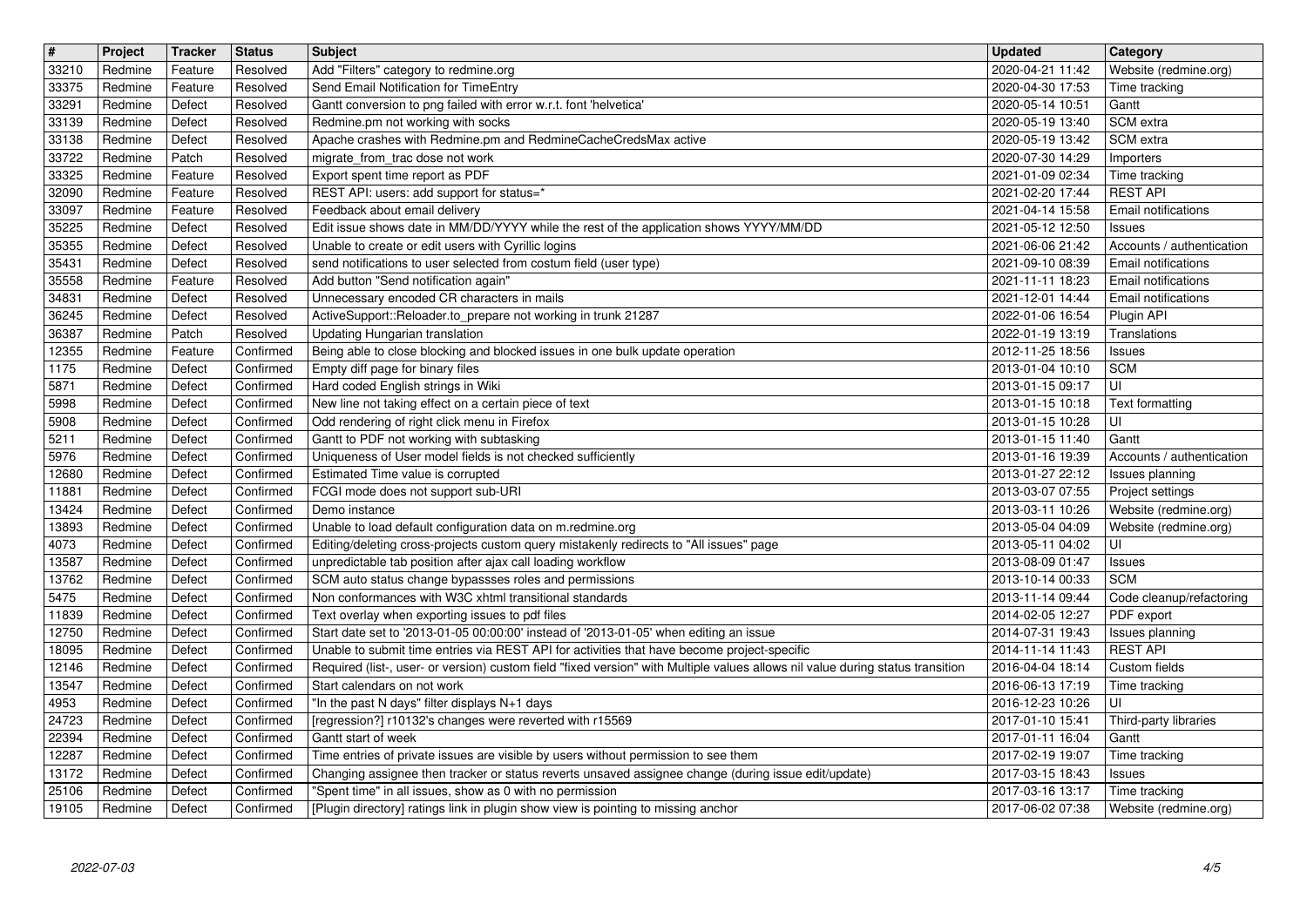| # | Project | Tracker | Status | Subject | Updated | Category |
|---|---|---|---|---|---|---|
| 33210 | Redmine | Feature | Resolved | Add "Filters" category to redmine.org | 2020-04-21 11:42 | Website (redmine.org) |
| 33375 | Redmine | Feature | Resolved | Send Email Notification for TimeEntry | 2020-04-30 17:53 | Time tracking |
| 33291 | Redmine | Defect | Resolved | Gantt conversion to png failed with error w.r.t. font 'helvetica' | 2020-05-14 10:51 | Gantt |
| 33139 | Redmine | Defect | Resolved | Redmine.pm not working with socks | 2020-05-19 13:40 | SCM extra |
| 33138 | Redmine | Defect | Resolved | Apache crashes with Redmine.pm and RedmineCacheCredsMax active | 2020-05-19 13:42 | SCM extra |
| 33722 | Redmine | Patch | Resolved | migrate_from_trac dose not work | 2020-07-30 14:29 | Importers |
| 33325 | Redmine | Feature | Resolved | Export spent time report as PDF | 2021-01-09 02:34 | Time tracking |
| 32090 | Redmine | Feature | Resolved | REST API: users: add support for status=* | 2021-02-20 17:44 | REST API |
| 33097 | Redmine | Feature | Resolved | Feedback about email delivery | 2021-04-14 15:58 | Email notifications |
| 35225 | Redmine | Defect | Resolved | Edit issue shows date in MM/DD/YYYY while the rest of the application shows YYYY/MM/DD | 2021-05-12 12:50 | Issues |
| 35355 | Redmine | Defect | Resolved | Unable to create or edit users with Cyrillic logins | 2021-06-06 21:42 | Accounts / authentication |
| 35431 | Redmine | Defect | Resolved | send notifications to user selected from costum field (user type) | 2021-09-10 08:39 | Email notifications |
| 35558 | Redmine | Feature | Resolved | Add button "Send notification again" | 2021-11-11 18:23 | Email notifications |
| 34831 | Redmine | Defect | Resolved | Unnecessary encoded CR characters in mails | 2021-12-01 14:44 | Email notifications |
| 36245 | Redmine | Defect | Resolved | ActiveSupport::Reloader.to_prepare not working in trunk 21287 | 2022-01-06 16:54 | Plugin API |
| 36387 | Redmine | Patch | Resolved | Updating Hungarian translation | 2022-01-19 13:19 | Translations |
| 12355 | Redmine | Feature | Confirmed | Being able to close blocking and blocked issues in one bulk update operation | 2012-11-25 18:56 | Issues |
| 1175 | Redmine | Defect | Confirmed | Empty diff page for binary files | 2013-01-04 10:10 | SCM |
| 5871 | Redmine | Defect | Confirmed | Hard coded English strings in Wiki | 2013-01-15 09:17 | UI |
| 5998 | Redmine | Defect | Confirmed | New line not taking effect on a certain piece of text | 2013-01-15 10:18 | Text formatting |
| 5908 | Redmine | Defect | Confirmed | Odd rendering of right click menu in Firefox | 2013-01-15 10:28 | UI |
| 5211 | Redmine | Defect | Confirmed | Gantt to PDF not working with subtasking | 2013-01-15 11:40 | Gantt |
| 5976 | Redmine | Defect | Confirmed | Uniqueness of User model fields is not checked sufficiently | 2013-01-16 19:39 | Accounts / authentication |
| 12680 | Redmine | Defect | Confirmed | Estimated Time value is corrupted | 2013-01-27 22:12 | Issues planning |
| 11881 | Redmine | Defect | Confirmed | FCGI mode does not support sub-URI | 2013-03-07 07:55 | Project settings |
| 13424 | Redmine | Defect | Confirmed | Demo instance | 2013-03-11 10:26 | Website (redmine.org) |
| 13893 | Redmine | Defect | Confirmed | Unable to load default configuration data on m.redmine.org | 2013-05-04 04:09 | Website (redmine.org) |
| 4073 | Redmine | Defect | Confirmed | Editing/deleting cross-projects custom query mistakenly redirects to "All issues" page | 2013-05-11 04:02 | UI |
| 13587 | Redmine | Defect | Confirmed | unpredictable tab position after ajax call loading workflow | 2013-08-09 01:47 | Issues |
| 13762 | Redmine | Defect | Confirmed | SCM auto status change bypassses roles and permissions | 2013-10-14 00:33 | SCM |
| 5475 | Redmine | Defect | Confirmed | Non conformances with W3C xhtml transitional standards | 2013-11-14 09:44 | Code cleanup/refactoring |
| 11839 | Redmine | Defect | Confirmed | Text overlay when exporting issues to pdf files | 2014-02-05 12:27 | PDF export |
| 12750 | Redmine | Defect | Confirmed | Start date set to '2013-01-05 00:00:00' instead of '2013-01-05' when editing an issue | 2014-07-31 19:43 | Issues planning |
| 18095 | Redmine | Defect | Confirmed | Unable to submit time entries via REST API for activities that have become project-specific | 2014-11-14 11:43 | REST API |
| 12146 | Redmine | Defect | Confirmed | Required (list-, user- or version) custom field "fixed version" with Multiple values allows nil value during status transition | 2016-04-04 18:14 | Custom fields |
| 13547 | Redmine | Defect | Confirmed | Start calendars on not work | 2016-06-13 17:19 | Time tracking |
| 4953 | Redmine | Defect | Confirmed | "In the past N days" filter displays N+1 days | 2016-12-23 10:26 | UI |
| 24723 | Redmine | Defect | Confirmed | [regression?] r10132's changes were reverted with r15569 | 2017-01-10 15:41 | Third-party libraries |
| 22394 | Redmine | Defect | Confirmed | Gantt start of week | 2017-01-11 16:04 | Gantt |
| 12287 | Redmine | Defect | Confirmed | Time entries of private issues are visible by users without permission to see them | 2017-02-19 19:07 | Time tracking |
| 13172 | Redmine | Defect | Confirmed | Changing assignee then tracker or status reverts unsaved assignee change (during issue edit/update) | 2017-03-15 18:43 | Issues |
| 25106 | Redmine | Defect | Confirmed | "Spent time" in all issues, show as 0 with no permission | 2017-03-16 13:17 | Time tracking |
| 19105 | Redmine | Defect | Confirmed | [Plugin directory] ratings link in plugin show view is pointing to missing anchor | 2017-06-02 07:38 | Website (redmine.org) |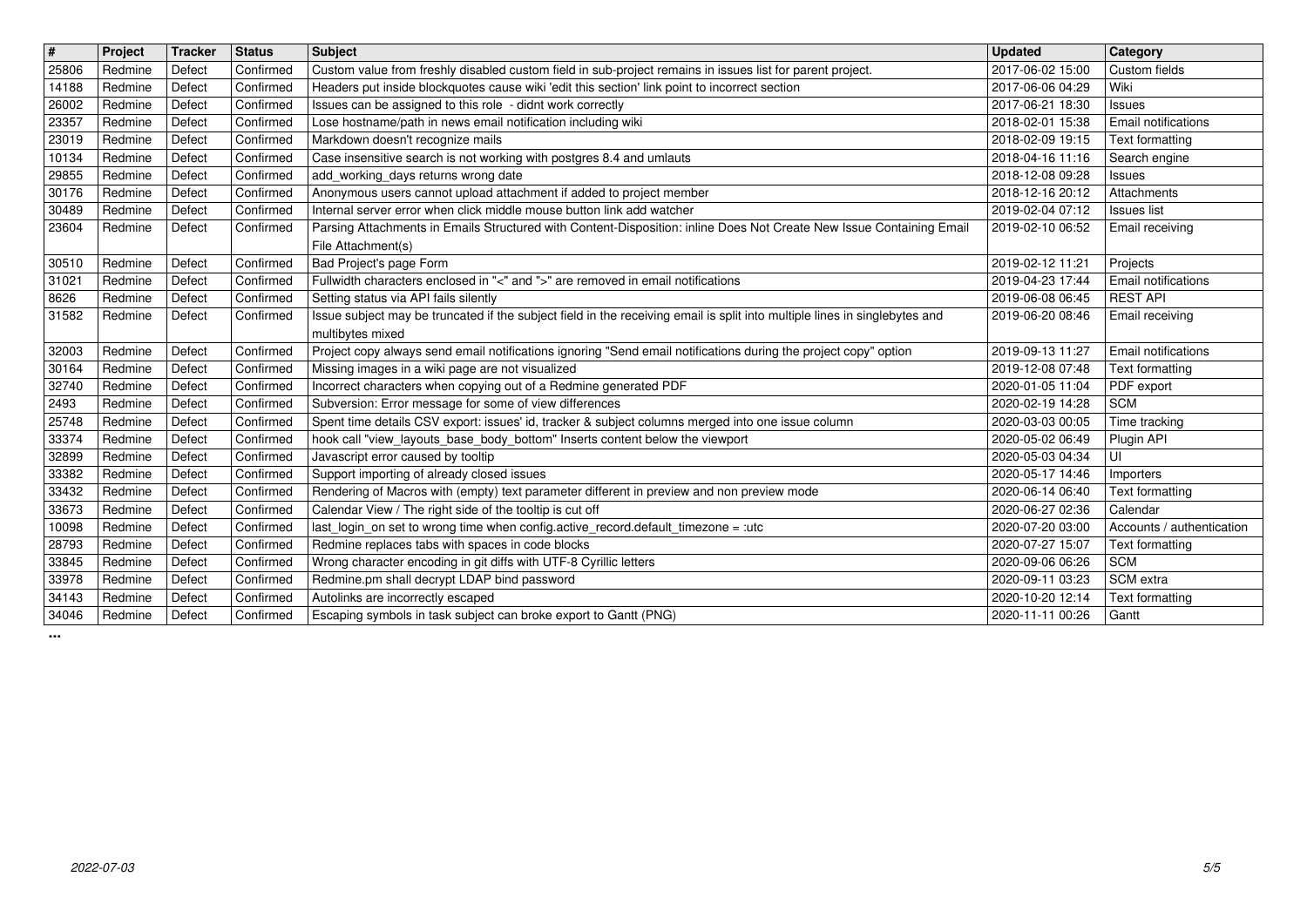| # | Project | Tracker | Status | Subject | Updated | Category |
|---|---|---|---|---|---|---|
| 25806 | Redmine | Defect | Confirmed | Custom value from freshly disabled custom field in sub-project remains in issues list for parent project. | 2017-06-02 15:00 | Custom fields |
| 14188 | Redmine | Defect | Confirmed | Headers put inside blockquotes cause wiki 'edit this section' link point to incorrect section | 2017-06-06 04:29 | Wiki |
| 26002 | Redmine | Defect | Confirmed | Issues can be assigned to this role - didnt work correctly | 2017-06-21 18:30 | Issues |
| 23357 | Redmine | Defect | Confirmed | Lose hostname/path in news email notification including wiki | 2018-02-01 15:38 | Email notifications |
| 23019 | Redmine | Defect | Confirmed | Markdown doesn't recognize mails | 2018-02-09 19:15 | Text formatting |
| 10134 | Redmine | Defect | Confirmed | Case insensitive search is not working with postgres 8.4 and umlauts | 2018-04-16 11:16 | Search engine |
| 29855 | Redmine | Defect | Confirmed | add_working_days returns wrong date | 2018-12-08 09:28 | Issues |
| 30176 | Redmine | Defect | Confirmed | Anonymous users cannot upload attachment if added to project member | 2018-12-16 20:12 | Attachments |
| 30489 | Redmine | Defect | Confirmed | Internal server error when click middle mouse button link add watcher | 2019-02-04 07:12 | Issues list |
| 23604 | Redmine | Defect | Confirmed | Parsing Attachments in Emails Structured with Content-Disposition: inline Does Not Create New Issue Containing Email File Attachment(s) | 2019-02-10 06:52 | Email receiving |
| 30510 | Redmine | Defect | Confirmed | Bad Project's page Form | 2019-02-12 11:21 | Projects |
| 31021 | Redmine | Defect | Confirmed | Fullwidth characters enclosed in "<" and ">" are removed in email notifications | 2019-04-23 17:44 | Email notifications |
| 8626 | Redmine | Defect | Confirmed | Setting status via API fails silently | 2019-06-08 06:45 | REST API |
| 31582 | Redmine | Defect | Confirmed | Issue subject may be truncated if the subject field in the receiving email is split into multiple lines in singlebytes and multibytes mixed | 2019-06-20 08:46 | Email receiving |
| 32003 | Redmine | Defect | Confirmed | Project copy always send email notifications ignoring "Send email notifications during the project copy" option | 2019-09-13 11:27 | Email notifications |
| 30164 | Redmine | Defect | Confirmed | Missing images in a wiki page are not visualized | 2019-12-08 07:48 | Text formatting |
| 32740 | Redmine | Defect | Confirmed | Incorrect characters when copying out of a Redmine generated PDF | 2020-01-05 11:04 | PDF export |
| 2493 | Redmine | Defect | Confirmed | Subversion: Error message for some of view differences | 2020-02-19 14:28 | SCM |
| 25748 | Redmine | Defect | Confirmed | Spent time details CSV export: issues' id, tracker & subject columns merged into one issue column | 2020-03-03 00:05 | Time tracking |
| 33374 | Redmine | Defect | Confirmed | hook call "view_layouts_base_body_bottom" Inserts content below the viewport | 2020-05-02 06:49 | Plugin API |
| 32899 | Redmine | Defect | Confirmed | Javascript error caused by tooltip | 2020-05-03 04:34 | UI |
| 33382 | Redmine | Defect | Confirmed | Support importing of already closed issues | 2020-05-17 14:46 | Importers |
| 33432 | Redmine | Defect | Confirmed | Rendering of Macros with (empty) text parameter different in preview and non preview mode | 2020-06-14 06:40 | Text formatting |
| 33673 | Redmine | Defect | Confirmed | Calendar View / The right side of the tooltip is cut off | 2020-06-27 02:36 | Calendar |
| 10098 | Redmine | Defect | Confirmed | last_login_on set to wrong time when config.active_record.default_timezone = :utc | 2020-07-20 03:00 | Accounts / authentication |
| 28793 | Redmine | Defect | Confirmed | Redmine replaces tabs with spaces in code blocks | 2020-07-27 15:07 | Text formatting |
| 33845 | Redmine | Defect | Confirmed | Wrong character encoding in git diffs with UTF-8 Cyrillic letters | 2020-09-06 06:26 | SCM |
| 33978 | Redmine | Defect | Confirmed | Redmine.pm shall decrypt LDAP bind password | 2020-09-11 03:23 | SCM extra |
| 34143 | Redmine | Defect | Confirmed | Autolinks are incorrectly escaped | 2020-10-20 12:14 | Text formatting |
| 34046 | Redmine | Defect | Confirmed | Escaping symbols in task subject can broke export to Gantt (PNG) | 2020-11-11 00:26 | Gantt |

...